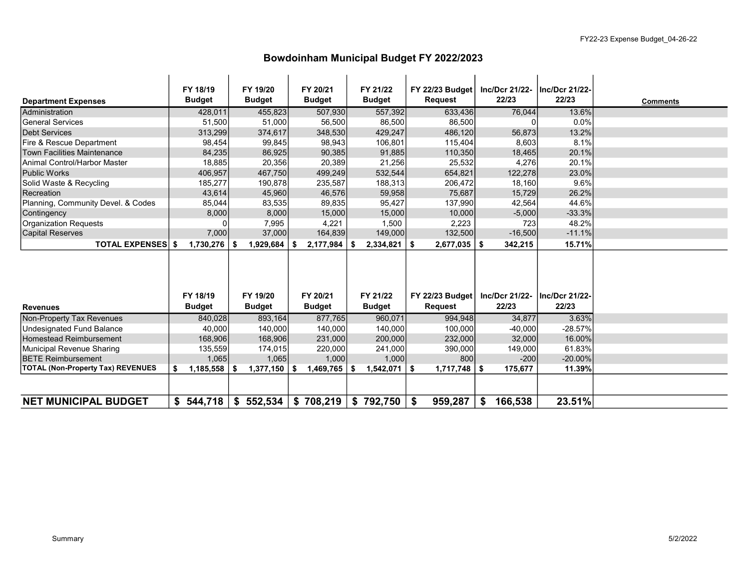# Bowdoinham Municipal Budget FY 2022/2023

| Department Expenses | FY 18/19 Budget | FY 19/20 Budget | FY 20/21 Budget | FY 21/22 Budget | FY 22/23 Budget Request | Inc/Dcr 21/22-22/23 | Inc/Dcr 21/22-22/23 | Comments |
|---|---|---|---|---|---|---|---|---|
| Administration | 428,011 | 455,823 | 507,930 | 557,392 | 633,436 | 76,044 | 13.6% | |
| General Services | 51,500 | 51,000 | 56,500 | 86,500 | 86,500 | 0 | 0.0% | |
| Debt Services | 313,299 | 374,617 | 348,530 | 429,247 | 486,120 | 56,873 | 13.2% | |
| Fire & Rescue Department | 98,454 | 99,845 | 98,943 | 106,801 | 115,404 | 8,603 | 8.1% | |
| Town Facilities Maintenance | 84,235 | 86,925 | 90,385 | 91,885 | 110,350 | 18,465 | 20.1% | |
| Animal Control/Harbor Master | 18,885 | 20,356 | 20,389 | 21,256 | 25,532 | 4,276 | 20.1% | |
| Public Works | 406,957 | 467,750 | 499,249 | 532,544 | 654,821 | 122,278 | 23.0% | |
| Solid Waste & Recycling | 185,277 | 190,878 | 235,587 | 188,313 | 206,472 | 18,160 | 9.6% | |
| Recreation | 43,614 | 45,960 | 46,576 | 59,958 | 75,687 | 15,729 | 26.2% | |
| Planning, Community Devel. & Codes | 85,044 | 83,535 | 89,835 | 95,427 | 137,990 | 42,564 | 44.6% | |
| Contingency | 8,000 | 8,000 | 15,000 | 15,000 | 10,000 | -5,000 | -33.3% | |
| Organization Requests | 0 | 7,995 | 4,221 | 1,500 | 2,223 | 723 | 48.2% | |
| Capital Reserves | 7,000 | 37,000 | 164,839 | 149,000 | 132,500 | -16,500 | -11.1% | |
| **TOTAL EXPENSES** | **$ 1,730,276** | **$ 1,929,684** | **$ 2,177,984** | **$ 2,334,821** | **$ 2,677,035** | **$ 342,215** | **15.71%** | |

| Revenues | FY 18/19 Budget | FY 19/20 Budget | FY 20/21 Budget | FY 21/22 Budget | FY 22/23 Budget Request | Inc/Dcr 21/22-22/23 | Inc/Dcr 21/22-22/23 | |
|---|---|---|---|---|---|---|---|---|
| Non-Property Tax Revenues | 840,028 | 893,164 | 877,765 | 960,071 | 994,948 | 34,877 | 3.63% | |
| Undesignated Fund Balance | 40,000 | 140,000 | 140,000 | 140,000 | 100,000 | -40,000 | -28.57% | |
| Homestead Reimbursement | 168,906 | 168,906 | 231,000 | 200,000 | 232,000 | 32,000 | 16.00% | |
| Municipal Revenue Sharing | 135,559 | 174,015 | 220,000 | 241,000 | 390,000 | 149,000 | 61.83% | |
| BETE Reimbursement | 1,065 | 1,065 | 1,000 | 1,000 | 800 | -200 | -20.00% | |
| **TOTAL (Non-Property Tax) REVENUES** | **$ 1,185,558** | **$ 1,377,150** | **$ 1,469,765** | **$ 1,542,071** | **$ 1,717,748** | **$ 175,677** | **11.39%** | |
| | | | | | | | | |
| **NET MUNICIPAL BUDGET** | **$ 544,718** | **$ 552,534** | **$ 708,219** | **$ 792,750** | **$ 959,287** | **$ 166,538** | **23.51%** | |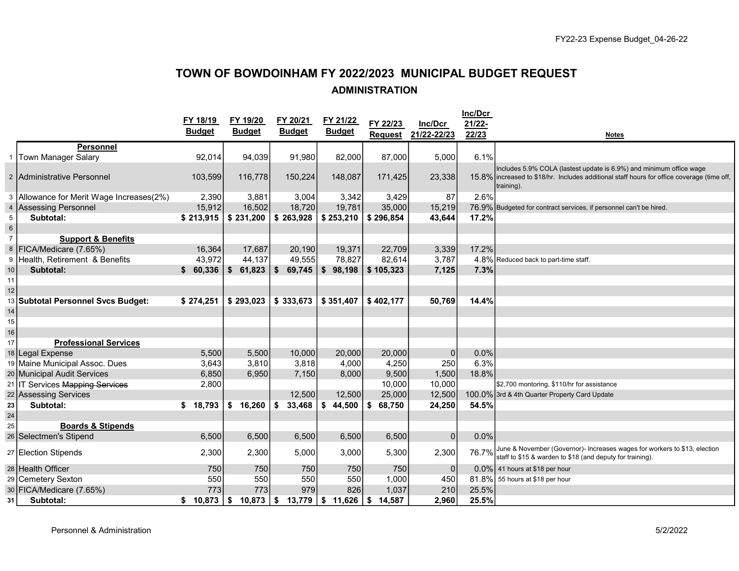FY22-23 Expense Budget_04-26-22

# TOWN OF BOWDOINHAM FY 2022/2023 MUNICIPAL BUDGET REQUEST

## ADMINISTRATION

| | | FY 18/19 Budget | FY 19/20 Budget | FY 20/21 Budget | FY 21/22 Budget | FY 22/23 Request | Inc/Dcr 21/22-22/23 | Inc/Dcr 21/22-22/23 | Notes |
|---|---|---|---|---|---|---|---|---|---|
| | **Personnel** | | | | | | | | |
| 1 | Town Manager Salary | 92,014 | 94,039 | 91,980 | 82,000 | 87,000 | 5,000 | 6.1% | |
| 2 | Administrative Personnel | 103,599 | 116,778 | 150,224 | 148,087 | 171,425 | 23,338 | 15.8% | Includes 5.9% COLA (lastest update is 6.9%) and minimum office wage increased to $18/hr. Includes additional staff hours for office coverage (time off, training). |
| 3 | Allowance for Merit Wage Increases(2%) | 2,390 | 3,881 | 3,004 | 3,342 | 3,429 | 87 | 2.6% | |
| 4 | Assessing Personnel | 15,912 | 16,502 | 18,720 | 19,781 | 35,000 | 15,219 | 76.9% | Budgeted for contract services, if personnel can't be hired. |
| 5 | **Subtotal:** | **$ 213,915** | **$ 231,200** | **$ 263,928** | **$ 253,210** | **$ 296,854** | **43,644** | **17.2%** | |
| 6 | | | | | | | | | |
| 7 | **Support & Benefits** | | | | | | | | |
| 8 | FICA/Medicare (7.65%) | 16,364 | 17,687 | 20,190 | 19,371 | 22,709 | 3,339 | 17.2% | |
| 9 | Health, Retirement & Benefits | 43,972 | 44,137 | 49,555 | 78,827 | 82,614 | 3,787 | 4.8% | Reduced back to part-time staff. |
| 10 | **Subtotal:** | **$ 60,336** | **$ 61,823** | **$ 69,745** | **$ 98,198** | **$ 105,323** | **7,125** | **7.3%** | |
| 11 | | | | | | | | | |
| 12 | | | | | | | | | |
| 13 | **Subtotal Personnel Svcs Budget:** | **$ 274,251** | **$ 293,023** | **$ 333,673** | **$ 351,407** | **$ 402,177** | **50,769** | **14.4%** | |
| 14 | | | | | | | | | |
| 15 | | | | | | | | | |
| 16 | | | | | | | | | |
| 17 | **Professional Services** | | | | | | | | |
| 18 | Legal Expense | 5,500 | 5,500 | 10,000 | 20,000 | 20,000 | 0 | 0.0% | |
| 19 | Maine Municipal Assoc. Dues | 3,643 | 3,810 | 3,818 | 4,000 | 4,250 | 250 | 6.3% | |
| 20 | Municipal Audit Services | 6,850 | 6,950 | 7,150 | 8,000 | 9,500 | 1,500 | 18.8% | |
| 21 | IT Services ~~Mapping Services~~ | 2,800 | | | | 10,000 | 10,000 | | $2,700 montoring, $110/hr for assistance |
| 22 | Assessing Services | | | 12,500 | 12,500 | 25,000 | 12,500 | 100.0% | 3rd & 4th Quarter Property Card Update |
| 23 | **Subtotal:** | **$ 18,793** | **$ 16,260** | **$ 33,468** | **$ 44,500** | **$ 68,750** | **24,250** | **54.5%** | |
| 24 | | | | | | | | | |
| 25 | **Boards & Stipends** | | | | | | | | |
| 26 | Selectmen's Stipend | 6,500 | 6,500 | 6,500 | 6,500 | 6,500 | 0 | 0.0% | |
| 27 | Election Stipends | 2,300 | 2,300 | 5,000 | 3,000 | 5,300 | 2,300 | 76.7% | June & November (Governor)- Increases wages for workers to $13, election staff to $15 & warden to $18 (and deputy for training). |
| 28 | Health Officer | 750 | 750 | 750 | 750 | 750 | 0 | 0.0% | 41 hours at $18 per hour |
| 29 | Cemetery Sexton | 550 | 550 | 550 | 550 | 1,000 | 450 | 81.8% | 55 hours at $18 per hour |
| 30 | FICA/Medicare (7.65%) | 773 | 773 | 979 | 826 | 1,037 | 210 | 25.5% | |
| 31 | **Subtotal:** | **$ 10,873** | **$ 10,873** | **$ 13,779** | **$ 11,626** | **$ 14,587** | **2,960** | **25.5%** | |

Personnel & Administration

5/2/2022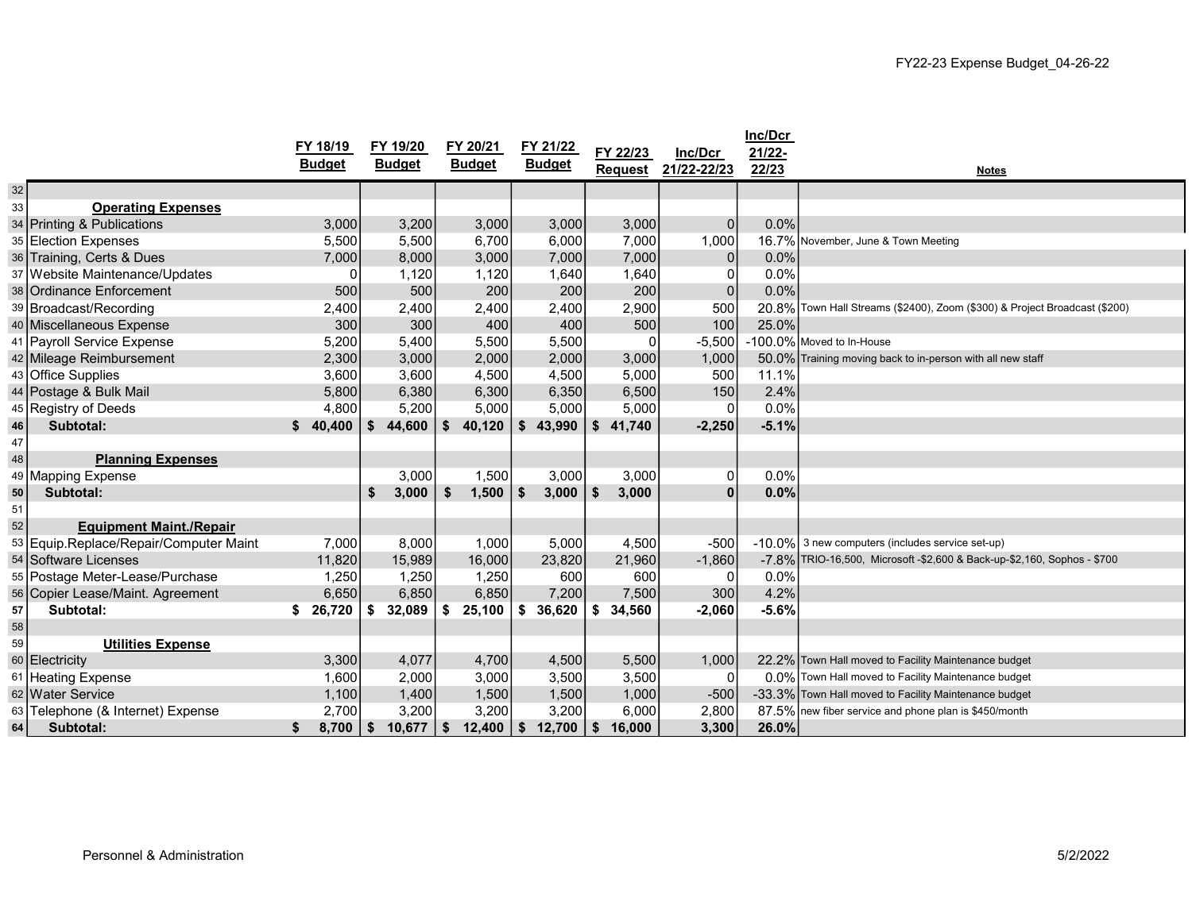| | | FY 18/19 Budget | FY 19/20 Budget | FY 20/21 Budget | FY 21/22 Budget | FY 22/23 Request | Inc/Dcr 21/22-22/23 | Inc/Dcr 21/22-22/23 | Notes |
|---|---|---|---|---|---|---|---|---|---|
| 32 | | | | | | | | | |
| 33 | **Operating Expenses** | | | | | | | | |
| 34 | Printing & Publications | 3,000 | 3,200 | 3,000 | 3,000 | 3,000 | 0 | 0.0% | |
| 35 | Election Expenses | 5,500 | 5,500 | 6,700 | 6,000 | 7,000 | 1,000 | 16.7% | November, June & Town Meeting |
| 36 | Training, Certs & Dues | 7,000 | 8,000 | 3,000 | 7,000 | 7,000 | 0 | 0.0% | |
| 37 | Website Maintenance/Updates | 0 | 1,120 | 1,120 | 1,640 | 1,640 | 0 | 0.0% | |
| 38 | Ordinance Enforcement | 500 | 500 | 200 | 200 | 200 | 0 | 0.0% | |
| 39 | Broadcast/Recording | 2,400 | 2,400 | 2,400 | 2,400 | 2,900 | 500 | 20.8% | Town Hall Streams ($2400), Zoom ($300) & Project Broadcast ($200) |
| 40 | Miscellaneous Expense | 300 | 300 | 400 | 400 | 500 | 100 | 25.0% | |
| 41 | Payroll Service Expense | 5,200 | 5,400 | 5,500 | 5,500 | 0 | -5,500 | -100.0% | Moved to In-House |
| 42 | Mileage Reimbursement | 2,300 | 3,000 | 2,000 | 2,000 | 3,000 | 1,000 | 50.0% | Training moving back to in-person with all new staff |
| 43 | Office Supplies | 3,600 | 3,600 | 4,500 | 4,500 | 5,000 | 500 | 11.1% | |
| 44 | Postage & Bulk Mail | 5,800 | 6,380 | 6,300 | 6,350 | 6,500 | 150 | 2.4% | |
| 45 | Registry of Deeds | 4,800 | 5,200 | 5,000 | 5,000 | 5,000 | 0 | 0.0% | |
| 46 | **Subtotal:** | **$ 40,400** | **$ 44,600** | **$ 40,120** | **$ 43,990** | **$ 41,740** | **-2,250** | **-5.1%** | |
| 47 | | | | | | | | | |
| 48 | **Planning Expenses** | | | | | | | | |
| 49 | Mapping Expense | | 3,000 | 1,500 | 3,000 | 3,000 | 0 | 0.0% | |
| 50 | **Subtotal:** | | **$ 3,000** | **$ 1,500** | **$ 3,000** | **$ 3,000** | **0** | **0.0%** | |
| 51 | | | | | | | | | |
| 52 | **Equipment Maint./Repair** | | | | | | | | |
| 53 | Equip.Replace/Repair/Computer Maint | 7,000 | 8,000 | 1,000 | 5,000 | 4,500 | -500 | -10.0% | 3 new computers (includes service set-up) |
| 54 | Software Licenses | 11,820 | 15,989 | 16,000 | 23,820 | 21,960 | -1,860 | -7.8% | TRIO-16,500, Microsoft -$2,600 & Back-up-$2,160, Sophos - $700 |
| 55 | Postage Meter-Lease/Purchase | 1,250 | 1,250 | 1,250 | 600 | 600 | 0 | 0.0% | |
| 56 | Copier Lease/Maint. Agreement | 6,650 | 6,850 | 6,850 | 7,200 | 7,500 | 300 | 4.2% | |
| 57 | **Subtotal:** | **$ 26,720** | **$ 32,089** | **$ 25,100** | **$ 36,620** | **$ 34,560** | **-2,060** | **-5.6%** | |
| 58 | | | | | | | | | |
| 59 | **Utilities Expense** | | | | | | | | |
| 60 | Electricity | 3,300 | 4,077 | 4,700 | 4,500 | 5,500 | 1,000 | 22.2% | Town Hall moved to Facility Maintenance budget |
| 61 | Heating Expense | 1,600 | 2,000 | 3,000 | 3,500 | 3,500 | 0 | 0.0% | Town Hall moved to Facility Maintenance budget |
| 62 | Water Service | 1,100 | 1,400 | 1,500 | 1,500 | 1,000 | -500 | -33.3% | Town Hall moved to Facility Maintenance budget |
| 63 | Telephone (& Internet) Expense | 2,700 | 3,200 | 3,200 | 3,200 | 6,000 | 2,800 | 87.5% | new fiber service and phone plan is $450/month |
| 64 | **Subtotal:** | **$ 8,700** | **$ 10,677** | **$ 12,400** | **$ 12,700** | **$ 16,000** | **3,300** | **26.0%** | |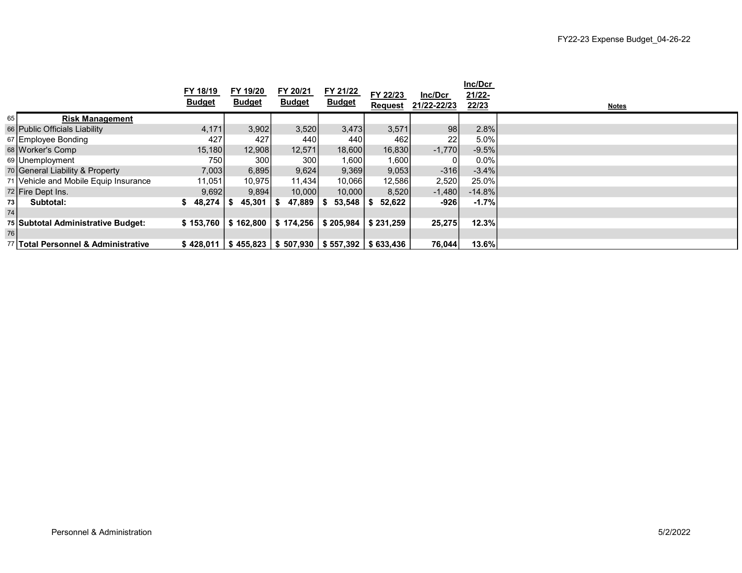| | | FY 18/19 Budget | FY 19/20 Budget | FY 20/21 Budget | FY 21/22 Budget | FY 22/23 Request | Inc/Dcr 21/22-22/23 | Inc/Dcr 21/22-22/23 | Notes |
|---|---|---|---|---|---|---|---|---|---|
| 65 | **Risk Management** | | | | | | | | |
| 66 | Public Officials Liability | 4,171 | 3,902 | 3,520 | 3,473 | 3,571 | 98 | 2.8% | |
| 67 | Employee Bonding | 427 | 427 | 440 | 440 | 462 | 22 | 5.0% | |
| 68 | Worker's Comp | 15,180 | 12,908 | 12,571 | 18,600 | 16,830 | -1,770 | -9.5% | |
| 69 | Unemployment | 750 | 300 | 300 | 1,600 | 1,600 | 0 | 0.0% | |
| 70 | General Liability & Property | 7,003 | 6,895 | 9,624 | 9,369 | 9,053 | -316 | -3.4% | |
| 71 | Vehicle and Mobile Equip Insurance | 11,051 | 10,975 | 11,434 | 10,066 | 12,586 | 2,520 | 25.0% | |
| 72 | Fire Dept Ins. | 9,692 | 9,894 | 10,000 | 10,000 | 8,520 | -1,480 | -14.8% | |
| 73 | **Subtotal:** | **$ 48,274** | **$ 45,301** | **$ 47,889** | **$ 53,548** | **$ 52,622** | **-926** | **-1.7%** | |
| 74 | | | | | | | | | |
| 75 | **Subtotal Administrative Budget:** | **$ 153,760** | **$ 162,800** | **$ 174,256** | **$ 205,984** | **$ 231,259** | **25,275** | **12.3%** | |
| 76 | | | | | | | | | |
| 77 | **Total Personnel & Administrative** | **$ 428,011** | **$ 455,823** | **$ 507,930** | **$ 557,392** | **$ 633,436** | **76,044** | **13.6%** | |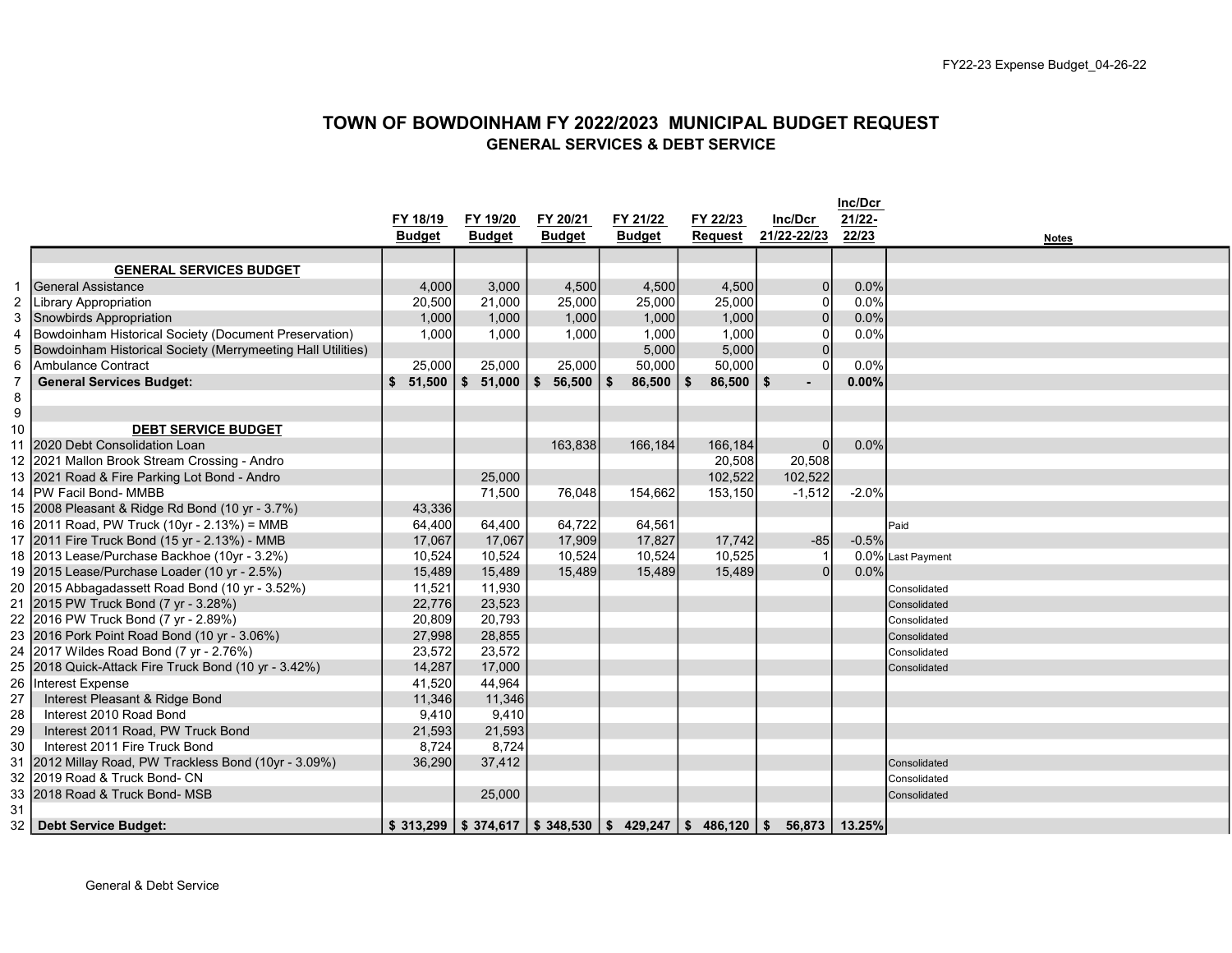# TOWN OF BOWDOINHAM FY 2022/2023 MUNICIPAL BUDGET REQUEST

## GENERAL SERVICES & DEBT SERVICE

| | | FY 18/19 Budget | FY 19/20 Budget | FY 20/21 Budget | FY 21/22 Budget | FY 22/23 Request | Inc/Dcr 21/22-22/23 | Inc/Dcr 21/22-22/23 | Notes |
|---|---|---|---|---|---|---|---|---|---|
| | **GENERAL SERVICES BUDGET** | | | | | | | | |
| 1 | General Assistance | 4,000 | 3,000 | 4,500 | 4,500 | 4,500 | 0 | 0.0% | |
| 2 | Library Appropriation | 20,500 | 21,000 | 25,000 | 25,000 | 25,000 | 0 | 0.0% | |
| 3 | Snowbirds Appropriation | 1,000 | 1,000 | 1,000 | 1,000 | 1,000 | 0 | 0.0% | |
| 4 | Bowdoinham Historical Society (Document Preservation) | 1,000 | 1,000 | 1,000 | 1,000 | 1,000 | 0 | 0.0% | |
| 5 | Bowdoinham Historical Society (Merrymeeting Hall Utilities) | | | | 5,000 | 5,000 | 0 | | |
| 6 | Ambulance Contract | 25,000 | 25,000 | 25,000 | 50,000 | 50,000 | 0 | 0.0% | |
| 7 | **General Services Budget:** | **$ 51,500** | **$ 51,000** | **$ 56,500** | **$ 86,500** | **$ 86,500** | **$ -** | **0.00%** | |
| 8 | | | | | | | | | |
| 9 | | | | | | | | | |
| 10 | **DEBT SERVICE BUDGET** | | | | | | | | |
| 11 | 2020 Debt Consolidation Loan | | | 163,838 | 166,184 | 166,184 | 0 | 0.0% | |
| 12 | 2021 Mallon Brook Stream Crossing - Andro | | | | | 20,508 | 20,508 | | |
| 13 | 2021 Road & Fire Parking Lot Bond - Andro | | 25,000 | | | 102,522 | 102,522 | | |
| 14 | PW Facil Bond- MMBB | | 71,500 | 76,048 | 154,662 | 153,150 | -1,512 | -2.0% | |
| 15 | 2008 Pleasant & Ridge Rd Bond (10 yr - 3.7%) | 43,336 | | | | | | | |
| 16 | 2011 Road, PW Truck (10yr - 2.13%) = MMB | 64,400 | 64,400 | 64,722 | 64,561 | | | | Paid |
| 17 | 2011 Fire Truck Bond (15 yr - 2.13%) - MMB | 17,067 | 17,067 | 17,909 | 17,827 | 17,742 | -85 | -0.5% | |
| 18 | 2013 Lease/Purchase Backhoe (10yr - 3.2%) | 10,524 | 10,524 | 10,524 | 10,524 | 10,525 | 1 | 0.0% | Last Payment |
| 19 | 2015 Lease/Purchase Loader (10 yr - 2.5%) | 15,489 | 15,489 | 15,489 | 15,489 | 15,489 | 0 | 0.0% | |
| 20 | 2015 Abbagadassett Road Bond (10 yr - 3.52%) | 11,521 | 11,930 | | | | | | Consolidated |
| 21 | 2015 PW Truck Bond (7 yr - 3.28%) | 22,776 | 23,523 | | | | | | Consolidated |
| 22 | 2016 PW Truck Bond (7 yr - 2.89%) | 20,809 | 20,793 | | | | | | Consolidated |
| 23 | 2016 Pork Point Road Bond (10 yr - 3.06%) | 27,998 | 28,855 | | | | | | Consolidated |
| 24 | 2017 Wildes Road Bond (7 yr - 2.76%) | 23,572 | 23,572 | | | | | | Consolidated |
| 25 | 2018 Quick-Attack Fire Truck Bond (10 yr - 3.42%) | 14,287 | 17,000 | | | | | | Consolidated |
| 26 | Interest Expense | 41,520 | 44,964 | | | | | | |
| 27 | Interest Pleasant & Ridge Bond | 11,346 | 11,346 | | | | | | |
| 28 | Interest 2010 Road Bond | 9,410 | 9,410 | | | | | | |
| 29 | Interest 2011 Road, PW Truck Bond | 21,593 | 21,593 | | | | | | |
| 30 | Interest 2011 Fire Truck Bond | 8,724 | 8,724 | | | | | | |
| 31 | 2012 Millay Road, PW Trackless Bond (10yr - 3.09%) | 36,290 | 37,412 | | | | | | Consolidated |
| 32 | 2019 Road & Truck Bond- CN | | | | | | | | Consolidated |
| 33 | 2018 Road & Truck Bond- MSB | | 25,000 | | | | | | Consolidated |
| 31 | | | | | | | | | |
| 32 | **Debt Service Budget:** | **$ 313,299** | **$ 374,617** | **$ 348,530** | **$ 429,247** | **$ 486,120** | **$ 56,873** | **13.25%** | |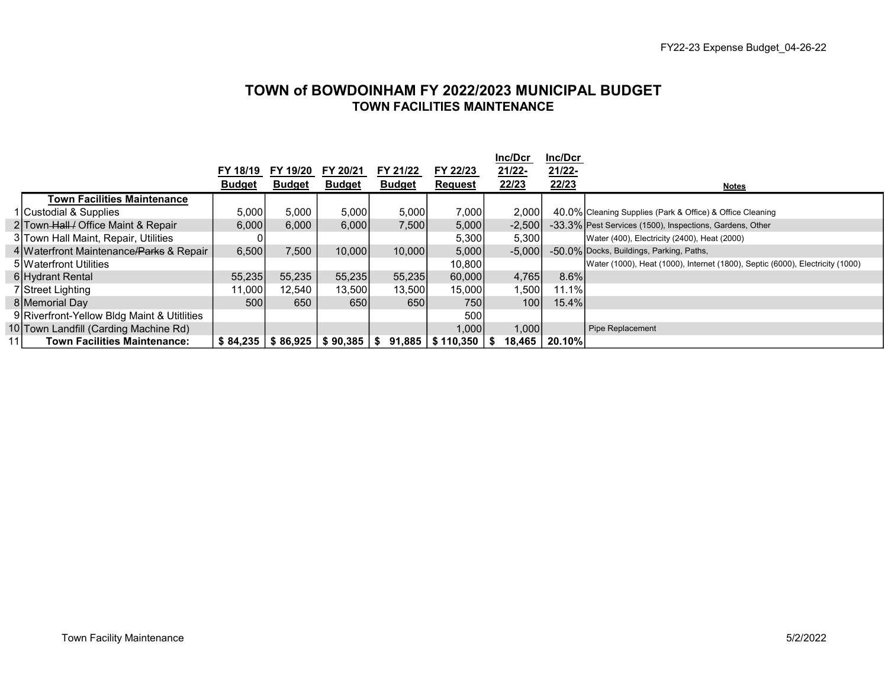# TOWN of BOWDOINHAM FY 2022/2023 MUNICIPAL BUDGET

## TOWN FACILITIES MAINTENANCE

| | | FY 18/19 Budget | FY 19/20 Budget | FY 20/21 Budget | FY 21/22 Budget | FY 22/23 Request | Inc/Dcr 21/22-22/23 | Inc/Dcr 21/22-22/23 | Notes |
|---|---|---|---|---|---|---|---|---|---|
| | **Town Facilities Maintenance** | | | | | | | | |
| 1 | Custodial & Supplies | 5,000 | 5,000 | 5,000 | 5,000 | 7,000 | 2,000 | 40.0% | Cleaning Supplies (Park & Office) & Office Cleaning |
| 2 | Town ~~Hall /~~ Office Maint & Repair | 6,000 | 6,000 | 6,000 | 7,500 | 5,000 | -2,500 | -33.3% | Pest Services (1500), Inspections, Gardens, Other |
| 3 | Town Hall Maint, Repair, Utilities | 0 | | | | 5,300 | 5,300 | | Water (400), Electricity (2400), Heat (2000) |
| 4 | Waterfront Maintenance~~/Parks~~ & Repair | 6,500 | 7,500 | 10,000 | 10,000 | 5,000 | -5,000 | -50.0% | Docks, Buildings, Parking, Paths, |
| 5 | Waterfront Utilities | | | | | 10,800 | | | Water (1000), Heat (1000), Internet (1800), Septic (6000), Electricity (1000) |
| 6 | Hydrant Rental | 55,235 | 55,235 | 55,235 | 55,235 | 60,000 | 4,765 | 8.6% | |
| 7 | Street Lighting | 11,000 | 12,540 | 13,500 | 13,500 | 15,000 | 1,500 | 11.1% | |
| 8 | Memorial Day | 500 | 650 | 650 | 650 | 750 | 100 | 15.4% | |
| 9 | Riverfront-Yellow Bldg Maint & Utitlities | | | | | 500 | | | |
| 10 | Town Landfill (Carding Machine Rd) | | | | | 1,000 | 1,000 | | Pipe Replacement |
| 11 | **Town Facilities Maintenance:** | **$ 84,235** | **$ 86,925** | **$ 90,385** | **$ 91,885** | **$ 110,350** | **$ 18,465** | **20.10%** | |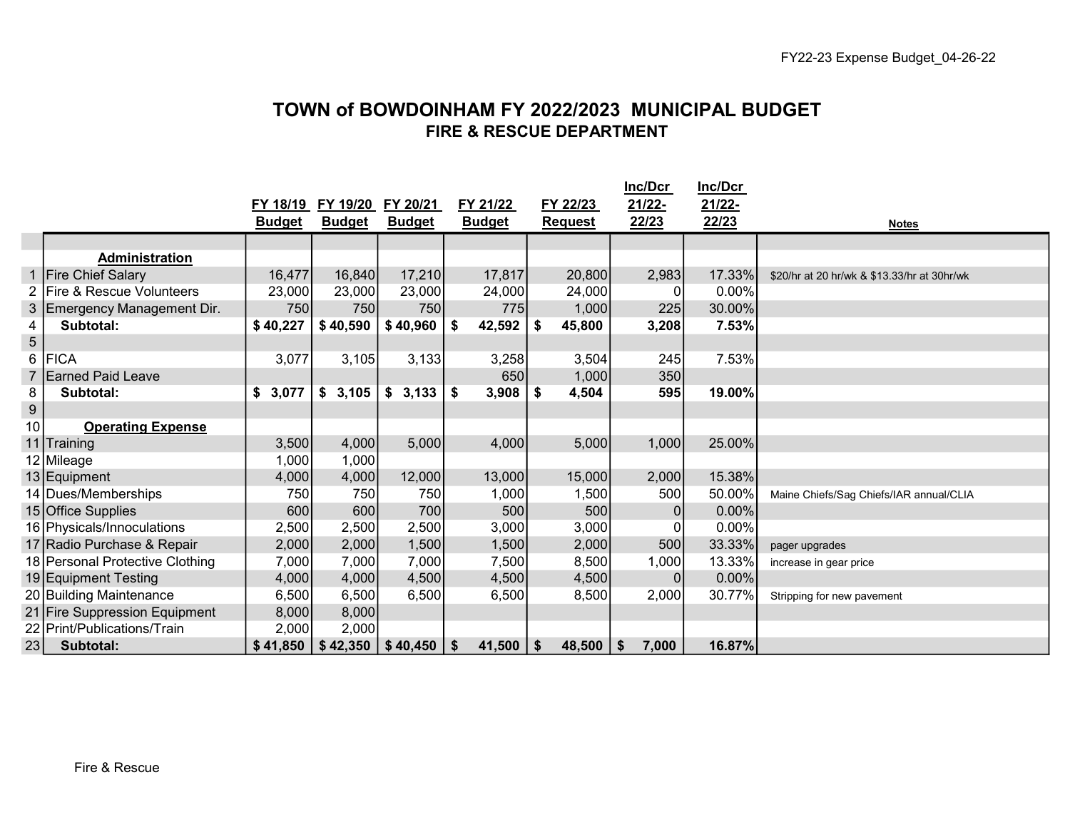# TOWN of BOWDOINHAM FY 2022/2023 MUNICIPAL BUDGET

## FIRE & RESCUE DEPARTMENT

| | | FY 18/19 Budget | FY 19/20 Budget | FY 20/21 Budget | FY 21/22 Budget | FY 22/23 Request | Inc/Dcr 21/22-22/23 | Inc/Dcr 21/22-22/23 | Notes |
|---|---|---|---|---|---|---|---|---|---|
| | | | | | | | | | |
| | **Administration** | | | | | | | | |
| 1 | Fire Chief Salary | 16,477 | 16,840 | 17,210 | 17,817 | 20,800 | 2,983 | 17.33% | $20/hr at 20 hr/wk & $13.33/hr at 30hr/wk |
| 2 | Fire & Rescue Volunteers | 23,000 | 23,000 | 23,000 | 24,000 | 24,000 | 0 | 0.00% | |
| 3 | Emergency Management Dir. | 750 | 750 | 750 | 775 | 1,000 | 225 | 30.00% | |
| 4 | **Subtotal:** | **$ 40,227** | **$ 40,590** | **$ 40,960** | **$ 42,592** | **$ 45,800** | **3,208** | **7.53%** | |
| 5 | | | | | | | | | |
| 6 | FICA | 3,077 | 3,105 | 3,133 | 3,258 | 3,504 | 245 | 7.53% | |
| 7 | Earned Paid Leave | | | | 650 | 1,000 | 350 | | |
| 8 | **Subtotal:** | **$ 3,077** | **$ 3,105** | **$ 3,133** | **$ 3,908** | **$ 4,504** | **595** | **19.00%** | |
| 9 | | | | | | | | | |
| 10 | **Operating Expense** | | | | | | | | |
| 11 | Training | 3,500 | 4,000 | 5,000 | 4,000 | 5,000 | 1,000 | 25.00% | |
| 12 | Mileage | 1,000 | 1,000 | | | | | | |
| 13 | Equipment | 4,000 | 4,000 | 12,000 | 13,000 | 15,000 | 2,000 | 15.38% | |
| 14 | Dues/Memberships | 750 | 750 | 750 | 1,000 | 1,500 | 500 | 50.00% | Maine Chiefs/Sag Chiefs/IAR annual/CLIA |
| 15 | Office Supplies | 600 | 600 | 700 | 500 | 500 | 0 | 0.00% | |
| 16 | Physicals/Innoculations | 2,500 | 2,500 | 2,500 | 3,000 | 3,000 | 0 | 0.00% | |
| 17 | Radio Purchase & Repair | 2,000 | 2,000 | 1,500 | 1,500 | 2,000 | 500 | 33.33% | pager upgrades |
| 18 | Personal Protective Clothing | 7,000 | 7,000 | 7,000 | 7,500 | 8,500 | 1,000 | 13.33% | increase in gear price |
| 19 | Equipment Testing | 4,000 | 4,000 | 4,500 | 4,500 | 4,500 | 0 | 0.00% | |
| 20 | Building Maintenance | 6,500 | 6,500 | 6,500 | 6,500 | 8,500 | 2,000 | 30.77% | Stripping for new pavement |
| 21 | Fire Suppression Equipment | 8,000 | 8,000 | | | | | | |
| 22 | Print/Publications/Train | 2,000 | 2,000 | | | | | | |
| 23 | **Subtotal:** | **$ 41,850** | **$ 42,350** | **$ 40,450** | **$ 41,500** | **$ 48,500** | **$ 7,000** | **16.87%** | |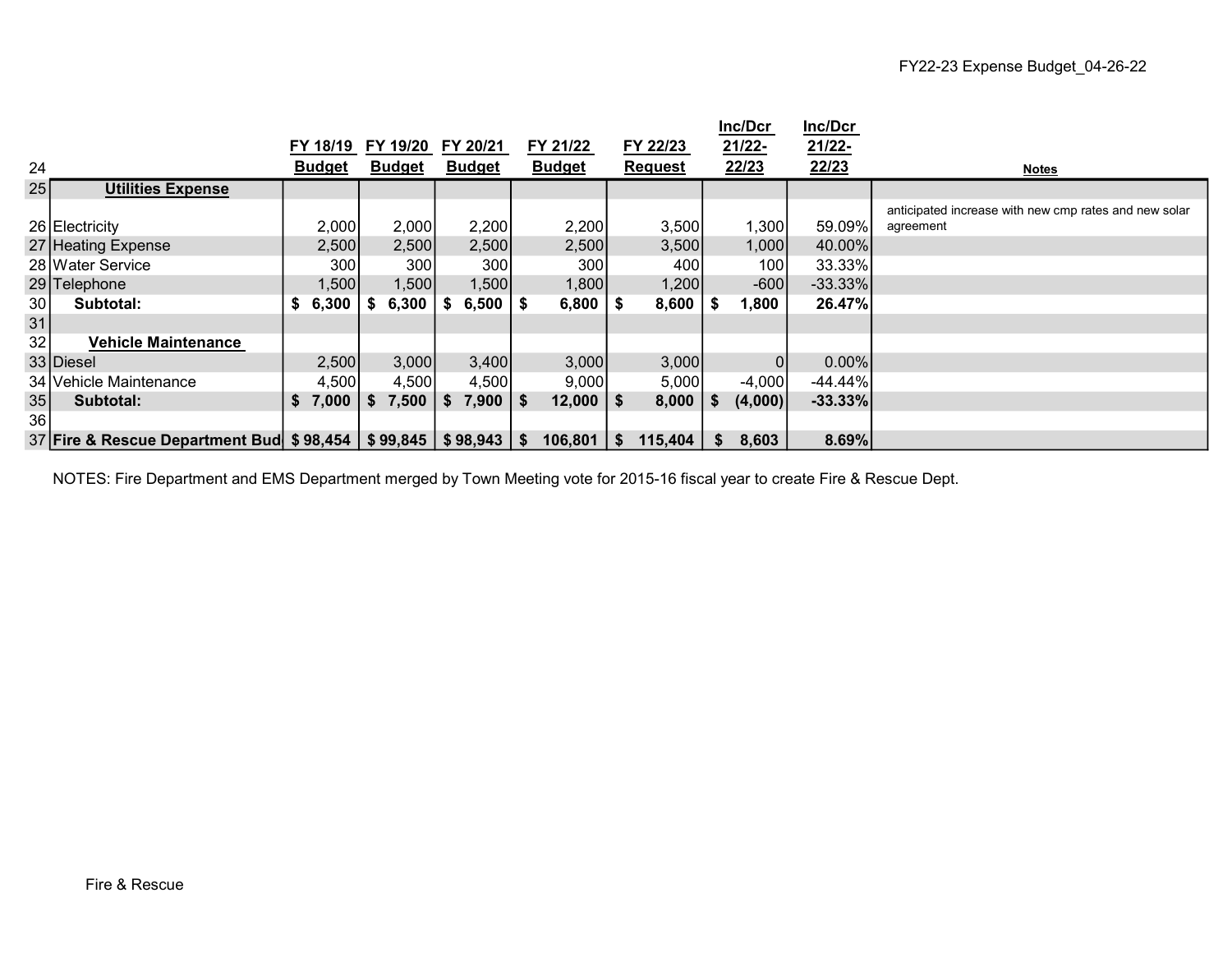| 24 | | FY 18/19 Budget | FY 19/20 Budget | FY 20/21 Budget | FY 21/22 Budget | FY 22/23 Request | Inc/Dcr 21/22-22/23 | Inc/Dcr 21/22-22/23 | Notes |
|---|---|---|---|---|---|---|---|---|---|
| 25 | **Utilities Expense** | | | | | | | | |
| 26 | Electricity | 2,000 | 2,000 | 2,200 | 2,200 | 3,500 | 1,300 | 59.09% | anticipated increase with new cmp rates and new solar agreement |
| 27 | Heating Expense | 2,500 | 2,500 | 2,500 | 2,500 | 3,500 | 1,000 | 40.00% | |
| 28 | Water Service | 300 | 300 | 300 | 300 | 400 | 100 | 33.33% | |
| 29 | Telephone | 1,500 | 1,500 | 1,500 | 1,800 | 1,200 | -600 | -33.33% | |
| 30 | **Subtotal:** | **$ 6,300** | **$ 6,300** | **$ 6,500** | **$ 6,800** | **$ 8,600** | **$ 1,800** | **26.47%** | |
| 31 | | | | | | | | | |
| 32 | **Vehicle Maintenance** | | | | | | | | |
| 33 | Diesel | 2,500 | 3,000 | 3,400 | 3,000 | 3,000 | 0 | 0.00% | |
| 34 | Vehicle Maintenance | 4,500 | 4,500 | 4,500 | 9,000 | 5,000 | -4,000 | -44.44% | |
| 35 | **Subtotal:** | **$ 7,000** | **$ 7,500** | **$ 7,900** | **$ 12,000** | **$ 8,000** | **$ (4,000)** | **-33.33%** | |
| 36 | | | | | | | | | |
| 37 | **Fire & Rescue Department Bud** | **$ 98,454** | **$ 99,845** | **$ 98,943** | **$ 106,801** | **$ 115,404** | **$ 8,603** | **8.69%** | |

NOTES: Fire Department and EMS Department merged by Town Meeting vote for 2015-16 fiscal year to create Fire & Rescue Dept.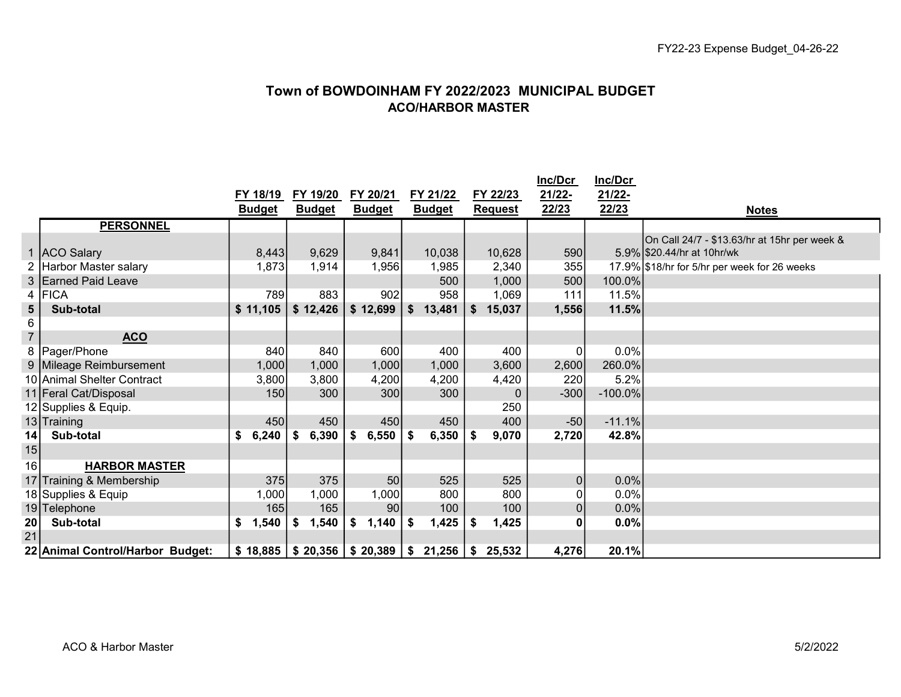# Town of BOWDOINHAM FY 2022/2023 MUNICIPAL BUDGET

## ACO/HARBOR MASTER

| | | FY 18/19 Budget | FY 19/20 Budget | FY 20/21 Budget | FY 21/22 Budget | FY 22/23 Request | Inc/Dcr 21/22-22/23 | Inc/Dcr 21/22-22/23 | Notes |
|---|---|---|---|---|---|---|---|---|---|
| | **PERSONNEL** | | | | | | | | |
| 1 | ACO Salary | 8,443 | 9,629 | 9,841 | 10,038 | 10,628 | 590 | 5.9% | On Call 24/7 - $13.63/hr at 15hr per week & $20.44/hr at 10hr/wk |
| 2 | Harbor Master salary | 1,873 | 1,914 | 1,956 | 1,985 | 2,340 | 355 | 17.9% | $18/hr for 5/hr per week for 26 weeks |
| 3 | Earned Paid Leave | | | | 500 | 1,000 | 500 | 100.0% | |
| 4 | FICA | 789 | 883 | 902 | 958 | 1,069 | 111 | 11.5% | |
| **5** | **Sub-total** | **$ 11,105** | **$ 12,426** | **$ 12,699** | **$ 13,481** | **$ 15,037** | **1,556** | **11.5%** | |
| 6 | | | | | | | | | |
| 7 | **ACO** | | | | | | | | |
| 8 | Pager/Phone | 840 | 840 | 600 | 400 | 400 | 0 | 0.0% | |
| 9 | Mileage Reimbursement | 1,000 | 1,000 | 1,000 | 1,000 | 3,600 | 2,600 | 260.0% | |
| 10 | Animal Shelter Contract | 3,800 | 3,800 | 4,200 | 4,200 | 4,420 | 220 | 5.2% | |
| 11 | Feral Cat/Disposal | 150 | 300 | 300 | 300 | 0 | -300 | -100.0% | |
| 12 | Supplies & Equip. | | | | | 250 | | | |
| 13 | Training | 450 | 450 | 450 | 450 | 400 | -50 | -11.1% | |
| **14** | **Sub-total** | **$ 6,240** | **$ 6,390** | **$ 6,550** | **$ 6,350** | **$ 9,070** | **2,720** | **42.8%** | |
| 15 | | | | | | | | | |
| 16 | **HARBOR MASTER** | | | | | | | | |
| 17 | Training & Membership | 375 | 375 | 50 | 525 | 525 | 0 | 0.0% | |
| 18 | Supplies & Equip | 1,000 | 1,000 | 1,000 | 800 | 800 | 0 | 0.0% | |
| 19 | Telephone | 165 | 165 | 90 | 100 | 100 | 0 | 0.0% | |
| **20** | **Sub-total** | **$ 1,540** | **$ 1,540** | **$ 1,140** | **$ 1,425** | **$ 1,425** | **0** | **0.0%** | |
| 21 | | | | | | | | | |
| **22** | **Animal Control/Harbor Budget:** | **$ 18,885** | **$ 20,356** | **$ 20,389** | **$ 21,256** | **$ 25,532** | **4,276** | **20.1%** | |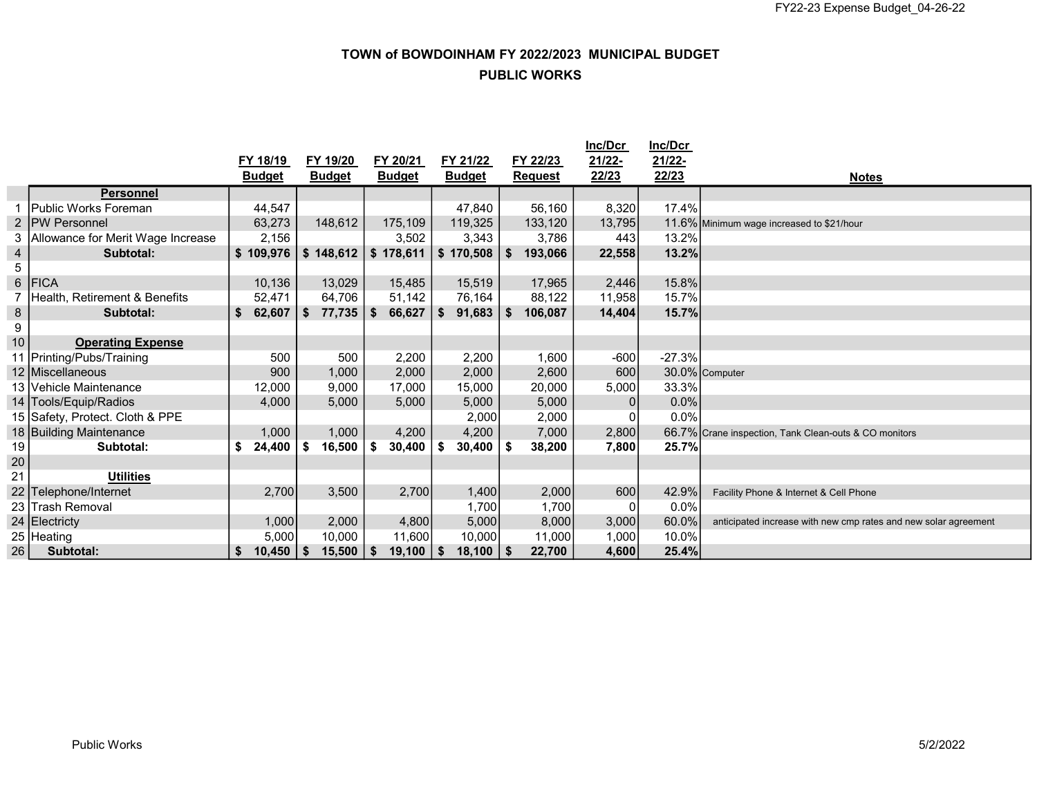# TOWN of BOWDOINHAM FY 2022/2023 MUNICIPAL BUDGET

## PUBLIC WORKS

| | | FY 18/19 Budget | FY 19/20 Budget | FY 20/21 Budget | FY 21/22 Budget | FY 22/23 Request | Inc/Dcr 21/22-22/23 | Inc/Dcr 21/22-22/23 | Notes |
|---|---|---|---|---|---|---|---|---|---|
| | **Personnel** | | | | | | | | |
| 1 | Public Works Foreman | 44,547 | | | 47,840 | 56,160 | 8,320 | 17.4% | |
| 2 | PW Personnel | 63,273 | 148,612 | 175,109 | 119,325 | 133,120 | 13,795 | 11.6% | Minimum wage increased to $21/hour |
| 3 | Allowance for Merit Wage Increase | 2,156 | | 3,502 | 3,343 | 3,786 | 443 | 13.2% | |
| 4 | **Subtotal:** | **$ 109,976** | **$ 148,612** | **$ 178,611** | **$ 170,508** | **$ 193,066** | **22,558** | **13.2%** | |
| 5 | | | | | | | | | |
| 6 | FICA | 10,136 | 13,029 | 15,485 | 15,519 | 17,965 | 2,446 | 15.8% | |
| 7 | Health, Retirement & Benefits | 52,471 | 64,706 | 51,142 | 76,164 | 88,122 | 11,958 | 15.7% | |
| 8 | **Subtotal:** | **$ 62,607** | **$ 77,735** | **$ 66,627** | **$ 91,683** | **$ 106,087** | **14,404** | **15.7%** | |
| 9 | | | | | | | | | |
| 10 | **Operating Expense** | | | | | | | | |
| 11 | Printing/Pubs/Training | 500 | 500 | 2,200 | 2,200 | 1,600 | -600 | -27.3% | |
| 12 | Miscellaneous | 900 | 1,000 | 2,000 | 2,000 | 2,600 | 600 | 30.0% | Computer |
| 13 | Vehicle Maintenance | 12,000 | 9,000 | 17,000 | 15,000 | 20,000 | 5,000 | 33.3% | |
| 14 | Tools/Equip/Radios | 4,000 | 5,000 | 5,000 | 5,000 | 5,000 | 0 | 0.0% | |
| 15 | Safety, Protect. Cloth & PPE | | | | 2,000 | 2,000 | 0 | 0.0% | |
| 18 | Building Maintenance | 1,000 | 1,000 | 4,200 | 4,200 | 7,000 | 2,800 | 66.7% | Crane inspection, Tank Clean-outs & CO monitors |
| 19 | **Subtotal:** | **$ 24,400** | **$ 16,500** | **$ 30,400** | **$ 30,400** | **$ 38,200** | **7,800** | **25.7%** | |
| 20 | | | | | | | | | |
| 21 | **Utilities** | | | | | | | | |
| 22 | Telephone/Internet | 2,700 | 3,500 | 2,700 | 1,400 | 2,000 | 600 | 42.9% | Facility Phone & Internet & Cell Phone |
| 23 | Trash Removal | | | | 1,700 | 1,700 | 0 | 0.0% | |
| 24 | Electricty | 1,000 | 2,000 | 4,800 | 5,000 | 8,000 | 3,000 | 60.0% | anticipated increase with new cmp rates and new solar agreement |
| 25 | Heating | 5,000 | 10,000 | 11,600 | 10,000 | 11,000 | 1,000 | 10.0% | |
| 26 | **Subtotal:** | **$ 10,450** | **$ 15,500** | **$ 19,100** | **$ 18,100** | **$ 22,700** | **4,600** | **25.4%** | |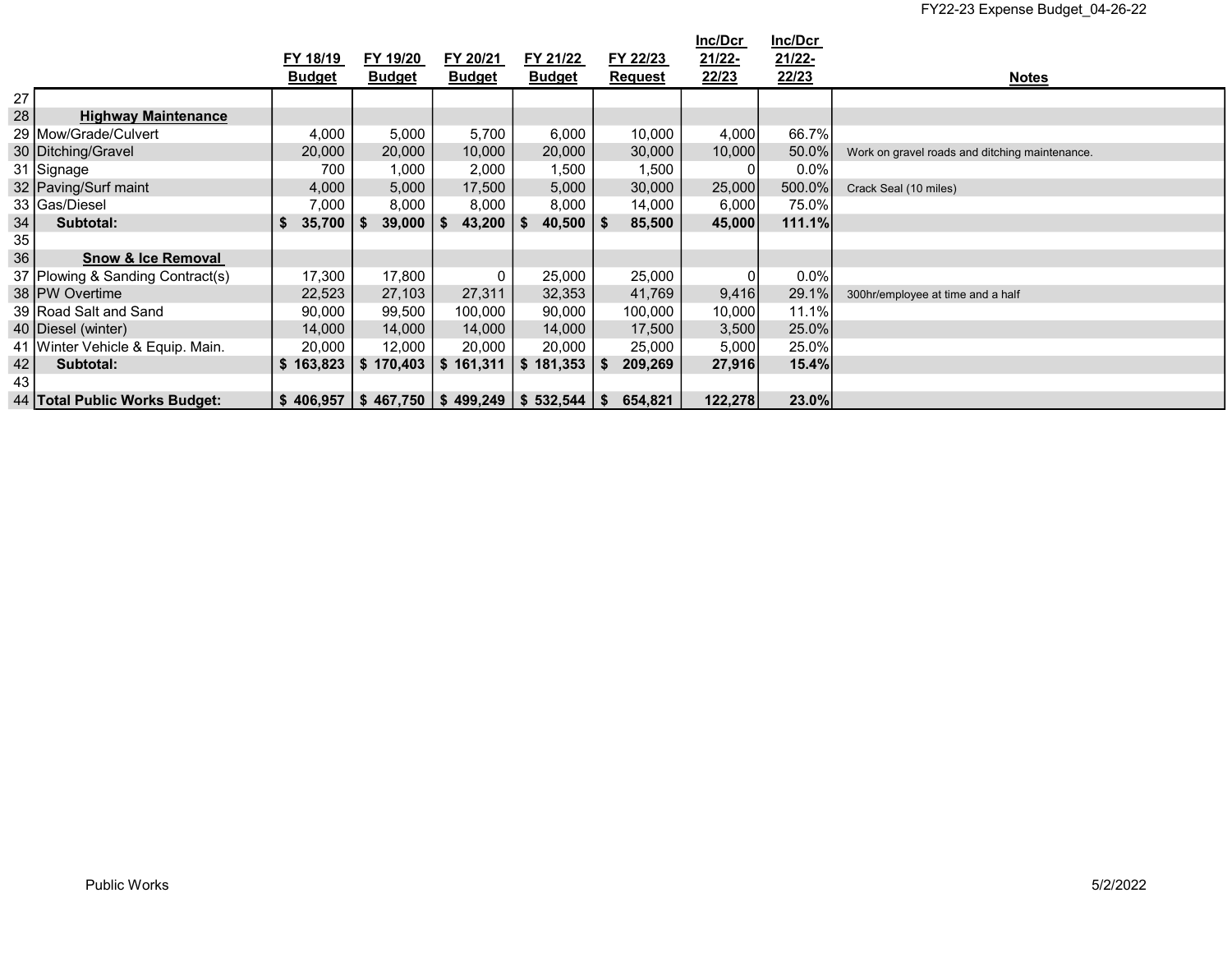| | | FY 18/19 Budget | FY 19/20 Budget | FY 20/21 Budget | FY 21/22 Budget | FY 22/23 Request | Inc/Dcr 21/22-22/23 | Inc/Dcr 21/22-22/23 | Notes |
|---|---|---|---|---|---|---|---|---|---|
| 27 | | | | | | | | | |
| 28 | **Highway Maintenance** | | | | | | | | |
| 29 | Mow/Grade/Culvert | 4,000 | 5,000 | 5,700 | 6,000 | 10,000 | 4,000 | 66.7% | |
| 30 | Ditching/Gravel | 20,000 | 20,000 | 10,000 | 20,000 | 30,000 | 10,000 | 50.0% | Work on gravel roads and ditching maintenance. |
| 31 | Signage | 700 | 1,000 | 2,000 | 1,500 | 1,500 | 0 | 0.0% | |
| 32 | Paving/Surf maint | 4,000 | 5,000 | 17,500 | 5,000 | 30,000 | 25,000 | 500.0% | Crack Seal (10 miles) |
| 33 | Gas/Diesel | 7,000 | 8,000 | 8,000 | 8,000 | 14,000 | 6,000 | 75.0% | |
| 34 | **Subtotal:** | **$ 35,700** | **$ 39,000** | **$ 43,200** | **$ 40,500** | **$ 85,500** | **45,000** | **111.1%** | |
| 35 | | | | | | | | | |
| 36 | **Snow & Ice Removal** | | | | | | | | |
| 37 | Plowing & Sanding Contract(s) | 17,300 | 17,800 | 0 | 25,000 | 25,000 | 0 | 0.0% | |
| 38 | PW Overtime | 22,523 | 27,103 | 27,311 | 32,353 | 41,769 | 9,416 | 29.1% | 300hr/employee at time and a half |
| 39 | Road Salt and Sand | 90,000 | 99,500 | 100,000 | 90,000 | 100,000 | 10,000 | 11.1% | |
| 40 | Diesel (winter) | 14,000 | 14,000 | 14,000 | 14,000 | 17,500 | 3,500 | 25.0% | |
| 41 | Winter Vehicle & Equip. Main. | 20,000 | 12,000 | 20,000 | 20,000 | 25,000 | 5,000 | 25.0% | |
| 42 | **Subtotal:** | **$ 163,823** | **$ 170,403** | **$ 161,311** | **$ 181,353** | **$ 209,269** | **27,916** | **15.4%** | |
| 43 | | | | | | | | | |
| 44 | **Total Public Works Budget:** | **$ 406,957** | **$ 467,750** | **$ 499,249** | **$ 532,544** | **$ 654,821** | **122,278** | **23.0%** | |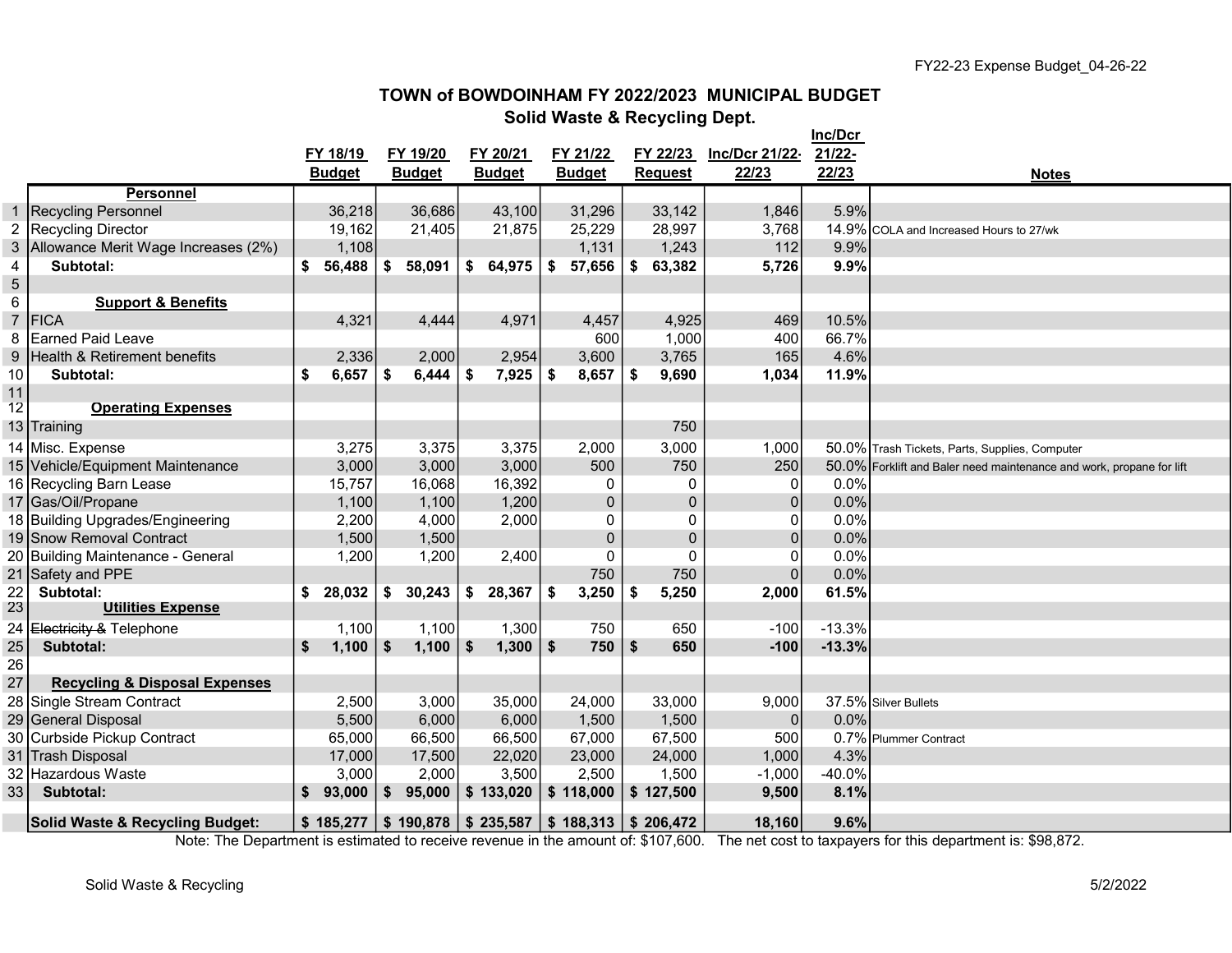# TOWN of BOWDOINHAM FY 2022/2023 MUNICIPAL BUDGET

## Solid Waste & Recycling Dept.

| | | FY 18/19 Budget | FY 19/20 Budget | FY 20/21 Budget | FY 21/22 Budget | FY 22/23 Request | Inc/Dcr 21/22-22/23 | Inc/Dcr 21/22-22/23 | Notes |
|---|---|---|---|---|---|---|---|---|---|
| | **Personnel** | | | | | | | | |
| 1 | Recycling Personnel | 36,218 | 36,686 | 43,100 | 31,296 | 33,142 | 1,846 | 5.9% | |
| 2 | Recycling Director | 19,162 | 21,405 | 21,875 | 25,229 | 28,997 | 3,768 | 14.9% | COLA and Increased Hours to 27/wk |
| 3 | Allowance Merit Wage Increases (2%) | 1,108 | | | 1,131 | 1,243 | 112 | 9.9% | |
| 4 | **Subtotal:** | **$ 56,488** | **$ 58,091** | **$ 64,975** | **$ 57,656** | **$ 63,382** | **5,726** | **9.9%** | |
| 5 | | | | | | | | | |
| 6 | **Support & Benefits** | | | | | | | | |
| 7 | FICA | 4,321 | 4,444 | 4,971 | 4,457 | 4,925 | 469 | 10.5% | |
| 8 | Earned Paid Leave | | | | 600 | 1,000 | 400 | 66.7% | |
| 9 | Health & Retirement benefits | 2,336 | 2,000 | 2,954 | 3,600 | 3,765 | 165 | 4.6% | |
| 10 | **Subtotal:** | **$ 6,657** | **$ 6,444** | **$ 7,925** | **$ 8,657** | **$ 9,690** | **1,034** | **11.9%** | |
| 11 | | | | | | | | | |
| 12 | **Operating Expenses** | | | | | | | | |
| 13 | Training | | | | | 750 | | | |
| 14 | Misc. Expense | 3,275 | 3,375 | 3,375 | 2,000 | 3,000 | 1,000 | 50.0% | Trash Tickets, Parts, Supplies, Computer |
| 15 | Vehicle/Equipment Maintenance | 3,000 | 3,000 | 3,000 | 500 | 750 | 250 | 50.0% | Forklift and Baler need maintenance and work, propane for lift |
| 16 | Recycling Barn Lease | 15,757 | 16,068 | 16,392 | 0 | 0 | 0 | 0.0% | |
| 17 | Gas/Oil/Propane | 1,100 | 1,100 | 1,200 | 0 | 0 | 0 | 0.0% | |
| 18 | Building Upgrades/Engineering | 2,200 | 4,000 | 2,000 | 0 | 0 | 0 | 0.0% | |
| 19 | Snow Removal Contract | 1,500 | 1,500 | | 0 | 0 | 0 | 0.0% | |
| 20 | Building Maintenance - General | 1,200 | 1,200 | 2,400 | 0 | 0 | 0 | 0.0% | |
| 21 | Safety and PPE | | | | 750 | 750 | 0 | 0.0% | |
| 22 | **Subtotal:** | **$ 28,032** | **$ 30,243** | **$ 28,367** | **$ 3,250** | **$ 5,250** | **2,000** | **61.5%** | |
| 23 | **Utilities Expense** | | | | | | | | |
| 24 | ~~Electricity &~~ Telephone | 1,100 | 1,100 | 1,300 | 750 | 650 | -100 | -13.3% | |
| 25 | **Subtotal:** | **$ 1,100** | **$ 1,100** | **$ 1,300** | **$ 750** | **$ 650** | **-100** | **-13.3%** | |
| 26 | | | | | | | | | |
| 27 | **Recycling & Disposal Expenses** | | | | | | | | |
| 28 | Single Stream Contract | 2,500 | 3,000 | 35,000 | 24,000 | 33,000 | 9,000 | 37.5% | Silver Bullets |
| 29 | General Disposal | 5,500 | 6,000 | 6,000 | 1,500 | 1,500 | 0 | 0.0% | |
| 30 | Curbside Pickup Contract | 65,000 | 66,500 | 66,500 | 67,000 | 67,500 | 500 | 0.7% | Plummer Contract |
| 31 | Trash Disposal | 17,000 | 17,500 | 22,020 | 23,000 | 24,000 | 1,000 | 4.3% | |
| 32 | Hazardous Waste | 3,000 | 2,000 | 3,500 | 2,500 | 1,500 | -1,000 | -40.0% | |
| 33 | **Subtotal:** | **$ 93,000** | **$ 95,000** | **$ 133,020** | **$ 118,000** | **$ 127,500** | **9,500** | **8.1%** | |
| | **Solid Waste & Recycling Budget:** | **$ 185,277** | **$ 190,878** | **$ 235,587** | **$ 188,313** | **$ 206,472** | **18,160** | **9.6%** | |

Note: The Department is estimated to receive revenue in the amount of: $107,600. The net cost to taxpayers for this department is: $98,872.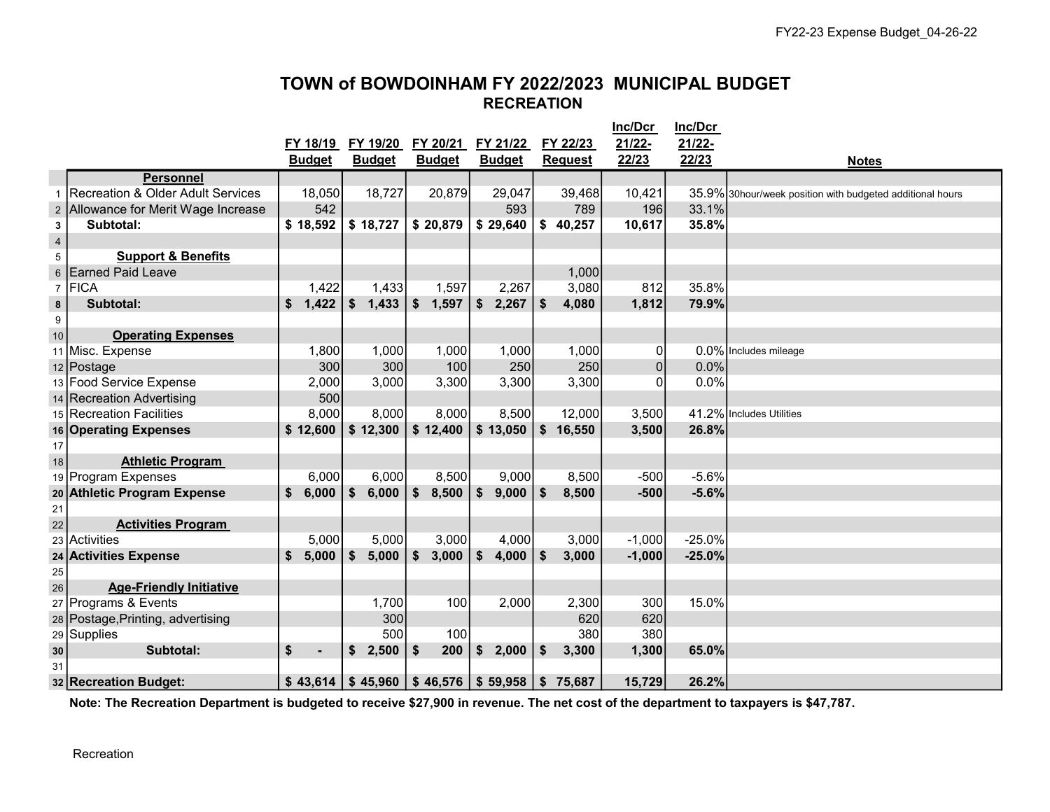# TOWN of BOWDOINHAM FY 2022/2023 MUNICIPAL BUDGET

## RECREATION

| | | FY 18/19 Budget | FY 19/20 Budget | FY 20/21 Budget | FY 21/22 Budget | FY 22/23 Request | Inc/Dcr 21/22-22/23 | Inc/Dcr 21/22-22/23 | Notes |
|---|---|---|---|---|---|---|---|---|---|
| | **Personnel** | | | | | | | | |
| 1 | Recreation & Older Adult Services | 18,050 | 18,727 | 20,879 | 29,047 | 39,468 | 10,421 | 35.9% | 30hour/week position with budgeted additional hours |
| 2 | Allowance for Merit Wage Increase | 542 | | | 593 | 789 | 196 | 33.1% | |
| 3 | **Subtotal:** | **$ 18,592** | **$ 18,727** | **$ 20,879** | **$ 29,640** | **$ 40,257** | **10,617** | **35.8%** | |
| 4 | | | | | | | | | |
| 5 | **Support & Benefits** | | | | | | | | |
| 6 | Earned Paid Leave | | | | | 1,000 | | | |
| 7 | FICA | 1,422 | 1,433 | 1,597 | 2,267 | 3,080 | 812 | 35.8% | |
| 8 | **Subtotal:** | **$ 1,422** | **$ 1,433** | **$ 1,597** | **$ 2,267** | **$ 4,080** | **1,812** | **79.9%** | |
| 9 | | | | | | | | | |
| 10 | **Operating Expenses** | | | | | | | | |
| 11 | Misc. Expense | 1,800 | 1,000 | 1,000 | 1,000 | 1,000 | 0 | 0.0% | Includes mileage |
| 12 | Postage | 300 | 300 | 100 | 250 | 250 | 0 | 0.0% | |
| 13 | Food Service Expense | 2,000 | 3,000 | 3,300 | 3,300 | 3,300 | 0 | 0.0% | |
| 14 | Recreation Advertising | 500 | | | | | | | |
| 15 | Recreation Facilities | 8,000 | 8,000 | 8,000 | 8,500 | 12,000 | 3,500 | 41.2% | Includes Utilities |
| 16 | **Operating Expenses** | **$ 12,600** | **$ 12,300** | **$ 12,400** | **$ 13,050** | **$ 16,550** | **3,500** | **26.8%** | |
| 17 | | | | | | | | | |
| 18 | **Athletic Program** | | | | | | | | |
| 19 | Program Expenses | 6,000 | 6,000 | 8,500 | 9,000 | 8,500 | -500 | -5.6% | |
| 20 | **Athletic Program Expense** | **$ 6,000** | **$ 6,000** | **$ 8,500** | **$ 9,000** | **$ 8,500** | **-500** | **-5.6%** | |
| 21 | | | | | | | | | |
| 22 | **Activities Program** | | | | | | | | |
| 23 | Activities | 5,000 | 5,000 | 3,000 | 4,000 | 3,000 | -1,000 | -25.0% | |
| 24 | **Activities Expense** | **$ 5,000** | **$ 5,000** | **$ 3,000** | **$ 4,000** | **$ 3,000** | **-1,000** | **-25.0%** | |
| 25 | | | | | | | | | |
| 26 | **Age-Friendly Initiative** | | | | | | | | |
| 27 | Programs & Events | | 1,700 | 100 | 2,000 | 2,300 | 300 | 15.0% | |
| 28 | Postage,Printing, advertising | | 300 | | | 620 | 620 | | |
| 29 | Supplies | | 500 | 100 | | 380 | 380 | | |
| 30 | **Subtotal:** | **$ -** | **$ 2,500** | **$ 200** | **$ 2,000** | **$ 3,300** | **1,300** | **65.0%** | |
| 31 | | | | | | | | | |
| 32 | **Recreation Budget:** | **$ 43,614** | **$ 45,960** | **$ 46,576** | **$ 59,958** | **$ 75,687** | **15,729** | **26.2%** | |

**Note: The Recreation Department is budgeted to receive $27,900 in revenue. The net cost of the department to taxpayers is $47,787.**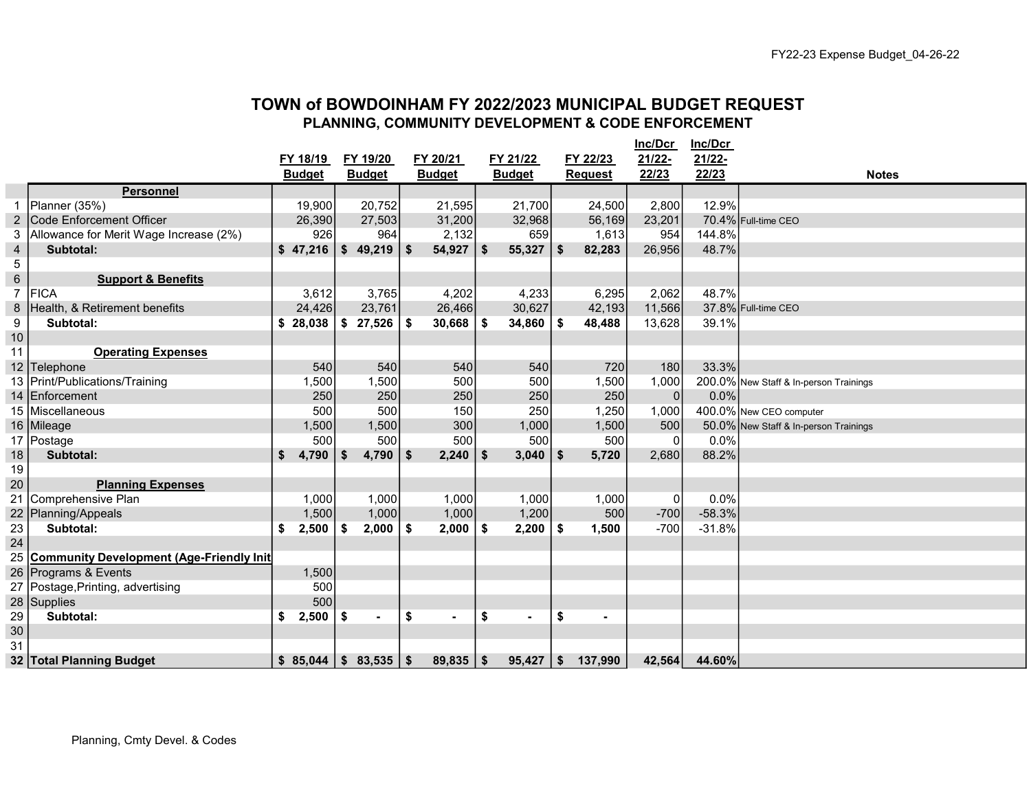FY22-23 Expense Budget_04-26-22

# TOWN of BOWDOINHAM FY 2022/2023 MUNICIPAL BUDGET REQUEST

## PLANNING, COMMUNITY DEVELOPMENT & CODE ENFORCEMENT

| | | FY 18/19 Budget | FY 19/20 Budget | FY 20/21 Budget | FY 21/22 Budget | FY 22/23 Request | Inc/Dcr 21/22-22/23 | Inc/Dcr 21/22-22/23 | Notes |
|---|---|---|---|---|---|---|---|---|---|
| | **Personnel** | | | | | | | | |
| 1 | Planner (35%) | 19,900 | 20,752 | 21,595 | 21,700 | 24,500 | 2,800 | 12.9% | |
| 2 | Code Enforcement Officer | 26,390 | 27,503 | 31,200 | 32,968 | 56,169 | 23,201 | 70.4% | Full-time CEO |
| 3 | Allowance for Merit Wage Increase (2%) | 926 | 964 | 2,132 | 659 | 1,613 | 954 | 144.8% | |
| 4 | **Subtotal:** | **$ 47,216** | **$ 49,219** | **$ 54,927** | **$ 55,327** | **$ 82,283** | 26,956 | 48.7% | |
| 5 | | | | | | | | | |
| 6 | **Support & Benefits** | | | | | | | | |
| 7 | FICA | 3,612 | 3,765 | 4,202 | 4,233 | 6,295 | 2,062 | 48.7% | |
| 8 | Health, & Retirement benefits | 24,426 | 23,761 | 26,466 | 30,627 | 42,193 | 11,566 | 37.8% | Full-time CEO |
| 9 | **Subtotal:** | **$ 28,038** | **$ 27,526** | **$ 30,668** | **$ 34,860** | **$ 48,488** | 13,628 | 39.1% | |
| 10 | | | | | | | | | |
| 11 | **Operating Expenses** | | | | | | | | |
| 12 | Telephone | 540 | 540 | 540 | 540 | 720 | 180 | 33.3% | |
| 13 | Print/Publications/Training | 1,500 | 1,500 | 500 | 500 | 1,500 | 1,000 | 200.0% | New Staff & In-person Trainings |
| 14 | Enforcement | 250 | 250 | 250 | 250 | 250 | 0 | 0.0% | |
| 15 | Miscellaneous | 500 | 500 | 150 | 250 | 1,250 | 1,000 | 400.0% | New CEO computer |
| 16 | Mileage | 1,500 | 1,500 | 300 | 1,000 | 1,500 | 500 | 50.0% | New Staff & In-person Trainings |
| 17 | Postage | 500 | 500 | 500 | 500 | 500 | 0 | 0.0% | |
| 18 | **Subtotal:** | **$ 4,790** | **$ 4,790** | **$ 2,240** | **$ 3,040** | **$ 5,720** | 2,680 | 88.2% | |
| 19 | | | | | | | | | |
| 20 | **Planning Expenses** | | | | | | | | |
| 21 | Comprehensive Plan | 1,000 | 1,000 | 1,000 | 1,000 | 1,000 | 0 | 0.0% | |
| 22 | Planning/Appeals | 1,500 | 1,000 | 1,000 | 1,200 | 500 | -700 | -58.3% | |
| 23 | **Subtotal:** | **$ 2,500** | **$ 2,000** | **$ 2,000** | **$ 2,200** | **$ 1,500** | -700 | -31.8% | |
| 24 | | | | | | | | | |
| 25 | **Community Development (Age-Friendly Init** | | | | | | | | |
| 26 | Programs & Events | 1,500 | | | | | | | |
| 27 | Postage,Printing, advertising | 500 | | | | | | | |
| 28 | Supplies | 500 | | | | | | | |
| 29 | **Subtotal:** | **$ 2,500** | **$ -** | **$ -** | **$ -** | **$ -** | | | |
| 30 | | | | | | | | | |
| 31 | | | | | | | | | |
| 32 | **Total Planning Budget** | **$ 85,044** | **$ 83,535** | **$ 89,835** | **$ 95,427** | **$ 137,990** | **42,564** | **44.60%** | |

Planning, Cmty Devel. & Codes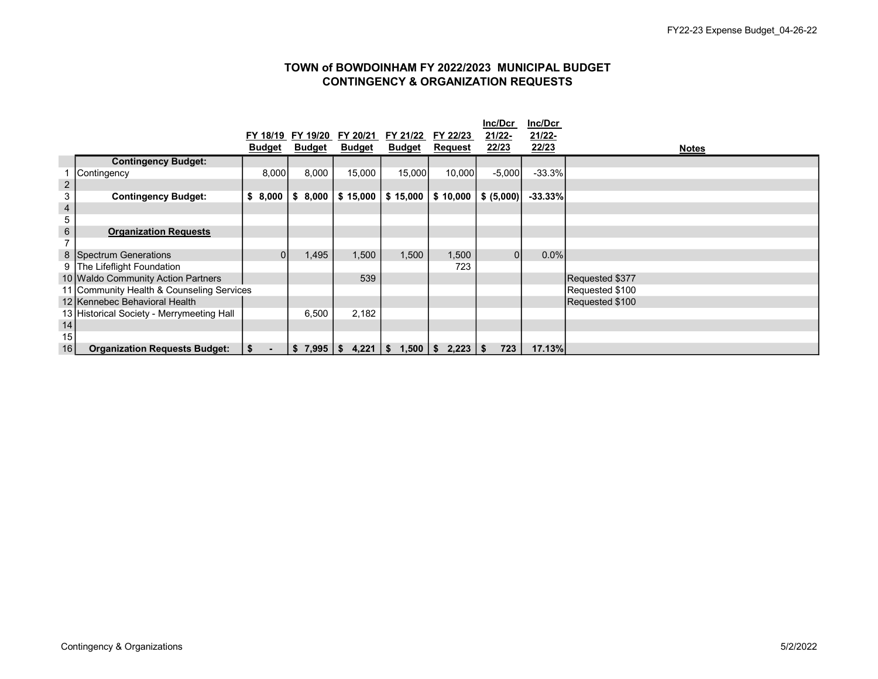# TOWN of BOWDOINHAM FY 2022/2023 MUNICIPAL BUDGET
## CONTINGENCY & ORGANIZATION REQUESTS

| | | FY 18/19 Budget | FY 19/20 Budget | FY 20/21 Budget | FY 21/22 Budget | FY 22/23 Request | Inc/Dcr 21/22-22/23 | Inc/Dcr 21/22-22/23 | Notes |
|---|---|---|---|---|---|---|---|---|---|
| | **Contingency Budget:** | | | | | | | | |
| 1 | Contingency | 8,000 | 8,000 | 15,000 | 15,000 | 10,000 | -5,000 | -33.3% | |
| 2 | | | | | | | | | |
| 3 | **Contingency Budget:** | **$ 8,000** | **$ 8,000** | **$ 15,000** | **$ 15,000** | **$ 10,000** | **$ (5,000)** | **-33.33%** | |
| 4 | | | | | | | | | |
| 5 | | | | | | | | | |
| 6 | **Organization Requests** | | | | | | | | |
| 7 | | | | | | | | | |
| 8 | Spectrum Generations | 0 | 1,495 | 1,500 | 1,500 | 1,500 | 0 | 0.0% | |
| 9 | The Lifeflight Foundation | | | | | 723 | | | |
| 10 | Waldo Community Action Partners | | | 539 | | | | | Requested $377 |
| 11 | Community Health & Counseling Services | | | | | | | | Requested $100 |
| 12 | Kennebec Behavioral Health | | | | | | | | Requested $100 |
| 13 | Historical Society - Merrymeeting Hall | | 6,500 | 2,182 | | | | | |
| 14 | | | | | | | | | |
| 15 | | | | | | | | | |
| 16 | **Organization Requests Budget:** | **$ -** | **$ 7,995** | **$ 4,221** | **$ 1,500** | **$ 2,223** | **$ 723** | **17.13%** | |

Contingency & Organizations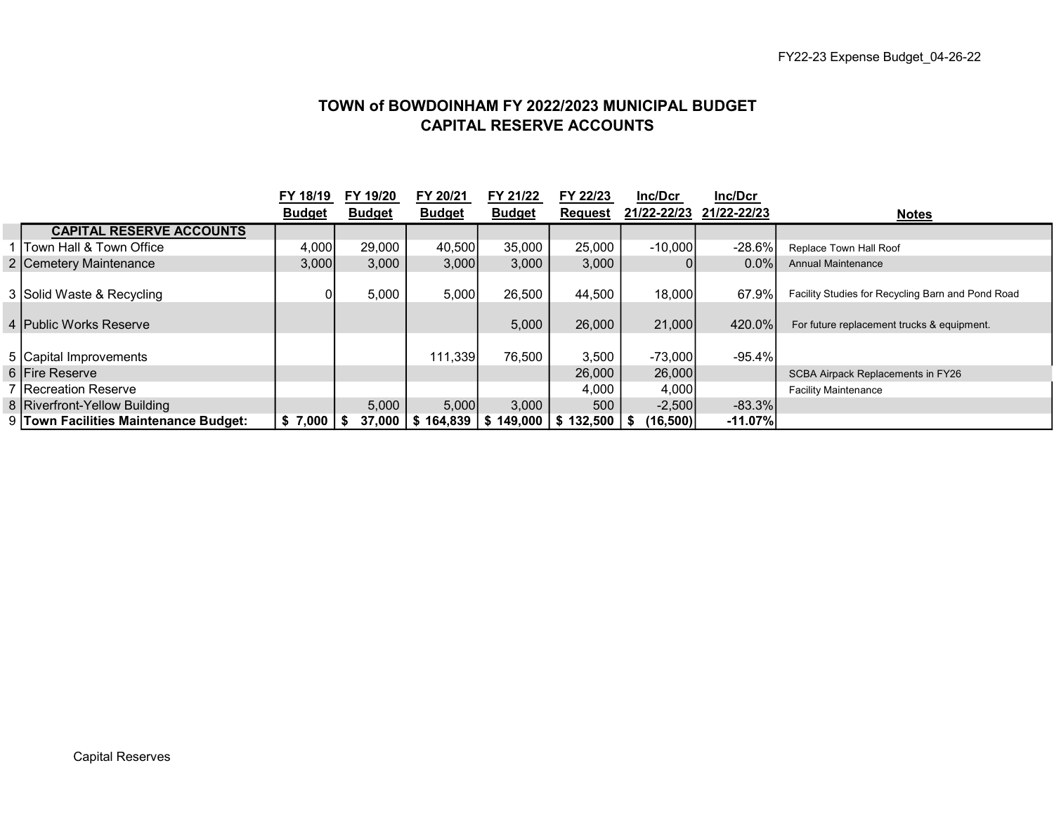# TOWN of BOWDOINHAM FY 2022/2023 MUNICIPAL BUDGET
## CAPITAL RESERVE ACCOUNTS

| | | FY 18/19 Budget | FY 19/20 Budget | FY 20/21 Budget | FY 21/22 Budget | FY 22/23 Request | Inc/Dcr 21/22-22/23 | Inc/Dcr 21/22-22/23 | Notes |
|---|---|---|---|---|---|---|---|---|---|
| | **CAPITAL RESERVE ACCOUNTS** | | | | | | | | |
| 1 | Town Hall & Town Office | 4,000 | 29,000 | 40,500 | 35,000 | 25,000 | -10,000 | -28.6% | Replace Town Hall Roof |
| 2 | Cemetery Maintenance | 3,000 | 3,000 | 3,000 | 3,000 | 3,000 | 0 | 0.0% | Annual Maintenance |
| 3 | Solid Waste & Recycling | 0 | 5,000 | 5,000 | 26,500 | 44,500 | 18,000 | 67.9% | Facility Studies for Recycling Barn and Pond Road |
| 4 | Public Works Reserve | | | | 5,000 | 26,000 | 21,000 | 420.0% | For future replacement trucks & equipment. |
| 5 | Capital Improvements | | | 111,339 | 76,500 | 3,500 | -73,000 | -95.4% | |
| 6 | Fire Reserve | | | | | 26,000 | 26,000 | | SCBA Airpack Replacements in FY26 |
| 7 | Recreation Reserve | | | | | 4,000 | 4,000 | | Facility Maintenance |
| 8 | Riverfront-Yellow Building | | 5,000 | 5,000 | 3,000 | 500 | -2,500 | -83.3% | |
| 9 | **Town Facilities Maintenance Budget:** | **$ 7,000** | **$ 37,000** | **$ 164,839** | **$ 149,000** | **$ 132,500** | **$ (16,500)** | **-11.07%** | |